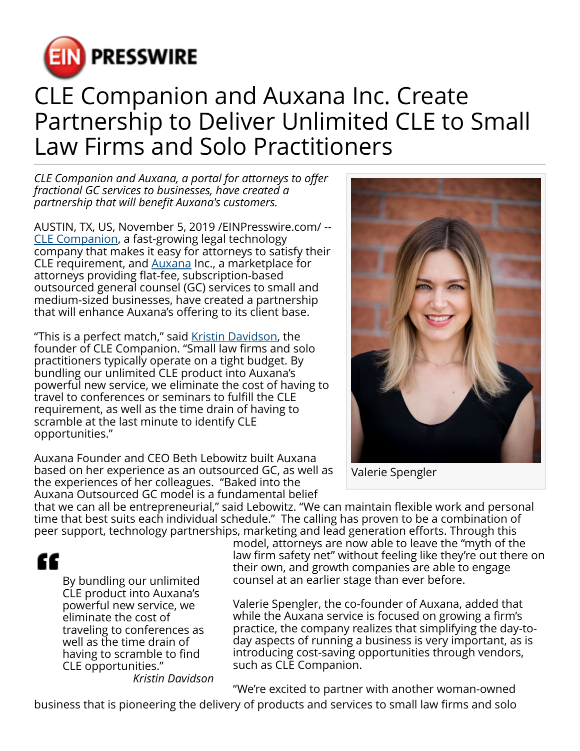# CLE Companion and Auxana Inc. Create Partnership to Deliver Unlimited CLE to Small Law Firms and Solo Practitioners

*CLE Companion and Auxana, a portal for attorneys to offer fractional GC services to businesses, have created a partnership that will benefit Auxana's customers.*

AUSTIN, TX, US, November 5, 2019 /EINPresswire.com/ -- [CLE Companion](), a fast-growing legal technology company that makes it easy for attorneys to satisfy their CLE requirement, and [Auxana]() Inc., a marketplace for attorneys providing flat-fee, subscription-based outsourced general counsel (GC) services to small and medium-sized businesses, have created a partnership that will enhance Auxana's offering to its client base.

"This is a perfect match," said [Kristin Davidson](), the founder of CLE Companion. "Small law firms and solo practitioners typically operate on a tight budget. By bundling our unlimited CLE product into Auxana's powerful new service, we eliminate the cost of having to travel to conferences or seminars to fulfill the CLE requirement, as well as the time drain of having to scramble at the last minute to identify CLE opportunities."

Valerie Spengler

Auxana Founder and CEO Beth Lebowitz built Auxana based on her experience as an outsourced GC, as well as the experiences of her colleagues. "Baked into the Auxana Outsourced GC model is a fundamental belief that we can all be entrepreneurial," said Lebowitz. "We can maintain flexible work and personal time that best suits each individual schedule." The calling has proven to be a combination of peer support, technology partnerships, marketing and lead generation efforts. Through this model, attorneys are now able to leave the "myth of the law firm safety net" without feeling like they're out there on their own, and growth companies are able to engage counsel at an earlier stage than ever before.

> By bundling our unlimited CLE product into Auxana's powerful new service, we eliminate the cost of traveling to conferences as well as the time drain of having to scramble to find CLE opportunities."
>
> *Kristin Davidson*

Valerie Spengler, the co-founder of Auxana, added that while the Auxana service is focused on growing a firm's practice, the company realizes that simplifying the day-to-day aspects of running a business is very important, as is introducing cost-saving opportunities through vendors, such as CLE Companion.

"We're excited to partner with another woman-owned business that is pioneering the delivery of products and services to small law firms and solo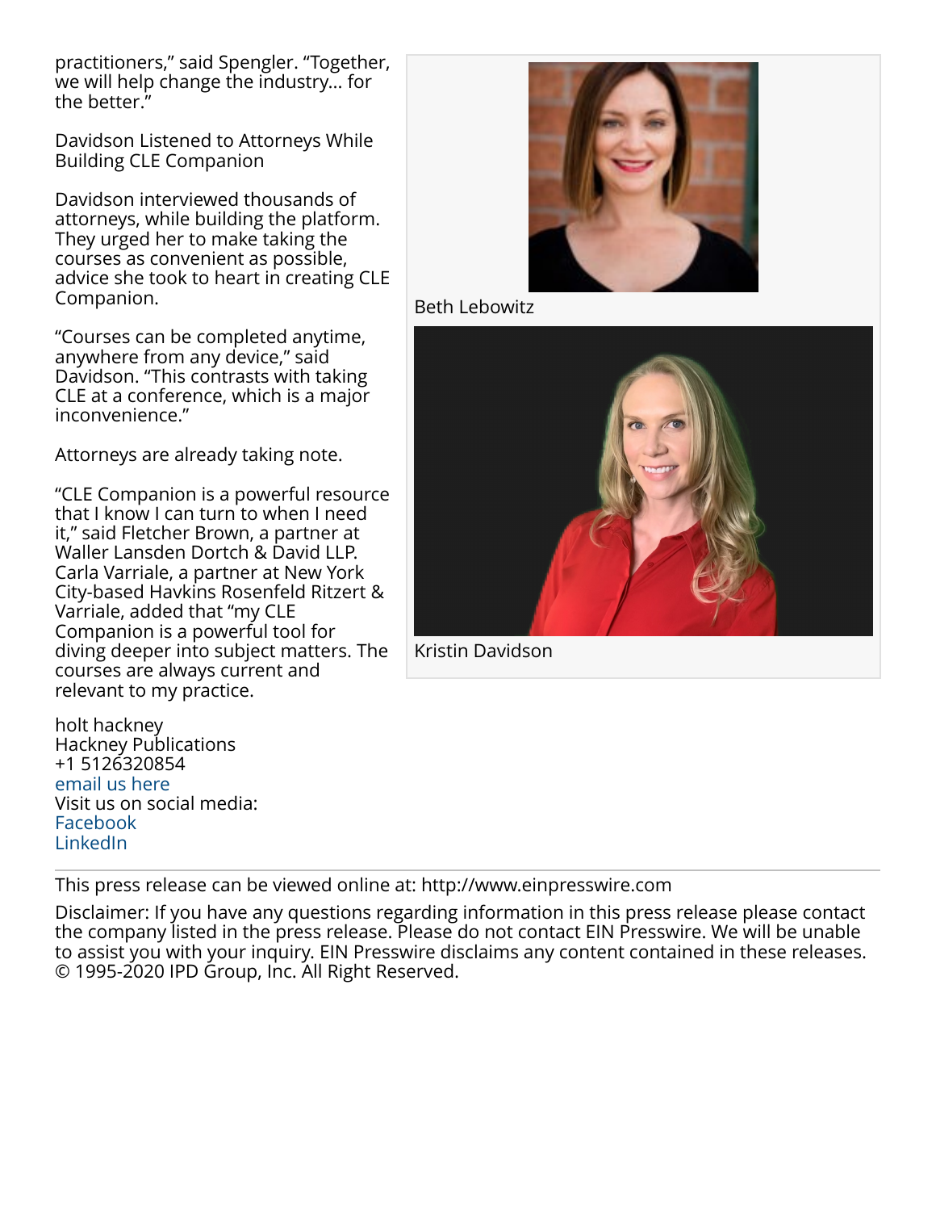practitioners," said Spengler. "Together, we will help change the industry... for the better."

Davidson Listened to Attorneys While Building CLE Companion

Davidson interviewed thousands of attorneys, while building the platform. They urged her to make taking the courses as convenient as possible, advice she took to heart in creating CLE Companion.

"Courses can be completed anytime, anywhere from any device," said Davidson. "This contrasts with taking CLE at a conference, which is a major inconvenience."

Attorneys are already taking note.

"CLE Companion is a powerful resource that I know I can turn to when I need it," said Fletcher Brown, a partner at Waller Lansden Dortch & David LLP. Carla Varriale, a partner at New York City-based Havkins Rosenfeld Ritzert & Varriale, added that "my CLE Companion is a powerful tool for diving deeper into subject matters. The courses are always current and relevant to my practice.

Beth Lebowitz

Kristin Davidson

holt hackney
Hackney Publications
+1 5126320854
email us here
Visit us on social media:
Facebook
LinkedIn

This press release can be viewed online at: http://www.einpresswire.com

Disclaimer: If you have any questions regarding information in this press release please contact the company listed in the press release. Please do not contact EIN Presswire. We will be unable to assist you with your inquiry. EIN Presswire disclaims any content contained in these releases. © 1995-2020 IPD Group, Inc. All Right Reserved.